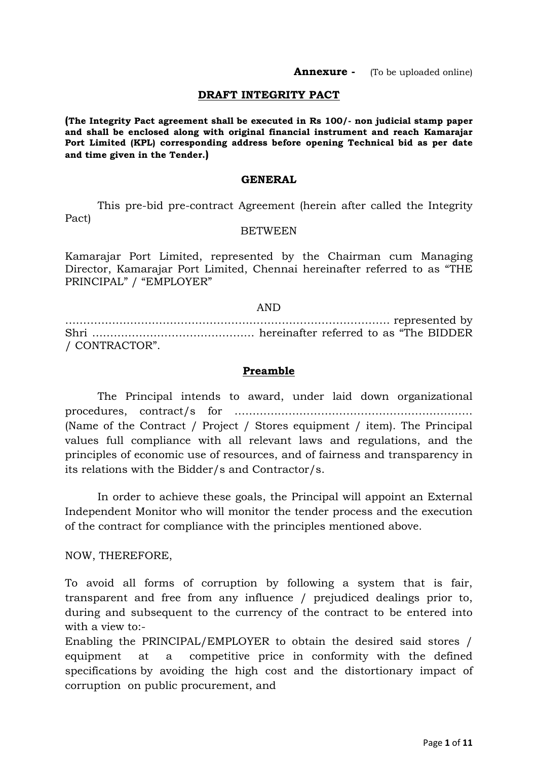**Annexure -** (To be uploaded online)

## DRAFT INTEGRITY PACT

**(The Integrity Pact agreement shall be executed in Rs 100/- non judicial stamp paper and shall be enclosed along with original financial instrument and reach Kamarajar Port Limited (KPL) corresponding address before opening Technical bid as per date and time given in the Tender.)**

### GENERAL

This pre-bid pre-contract Agreement (herein after called the Integrity Pact)

BETWEEN

Kamarajar Port Limited, represented by the Chairman cum Managing Director, Kamarajar Port Limited, Chennai hereinafter referred to as "THE PRINCIPAL" / "EMPLOYER"

AND

……………………………………………………………………………… represented by Shri ……………………………………… hereinafter referred to as "The BIDDER / CONTRACTOR".

### Preamble

The Principal intends to award, under laid down organizational procedures, contract/s for ………………………………………………………… (Name of the Contract / Project / Stores equipment / item). The Principal values full compliance with all relevant laws and regulations, and the principles of economic use of resources, and of fairness and transparency in its relations with the Bidder/s and Contractor/s.

In order to achieve these goals, the Principal will appoint an External Independent Monitor who will monitor the tender process and the execution of the contract for compliance with the principles mentioned above.

NOW, THEREFORE,

To avoid all forms of corruption by following a system that is fair, transparent and free from any influence / prejudiced dealings prior to, during and subsequent to the currency of the contract to be entered into with a view to:-

Enabling the PRINCIPAL/EMPLOYER to obtain the desired said stores / equipment at a competitive price in conformity with the defined specifications by avoiding the high cost and the distortionary impact of corruption on public procurement, and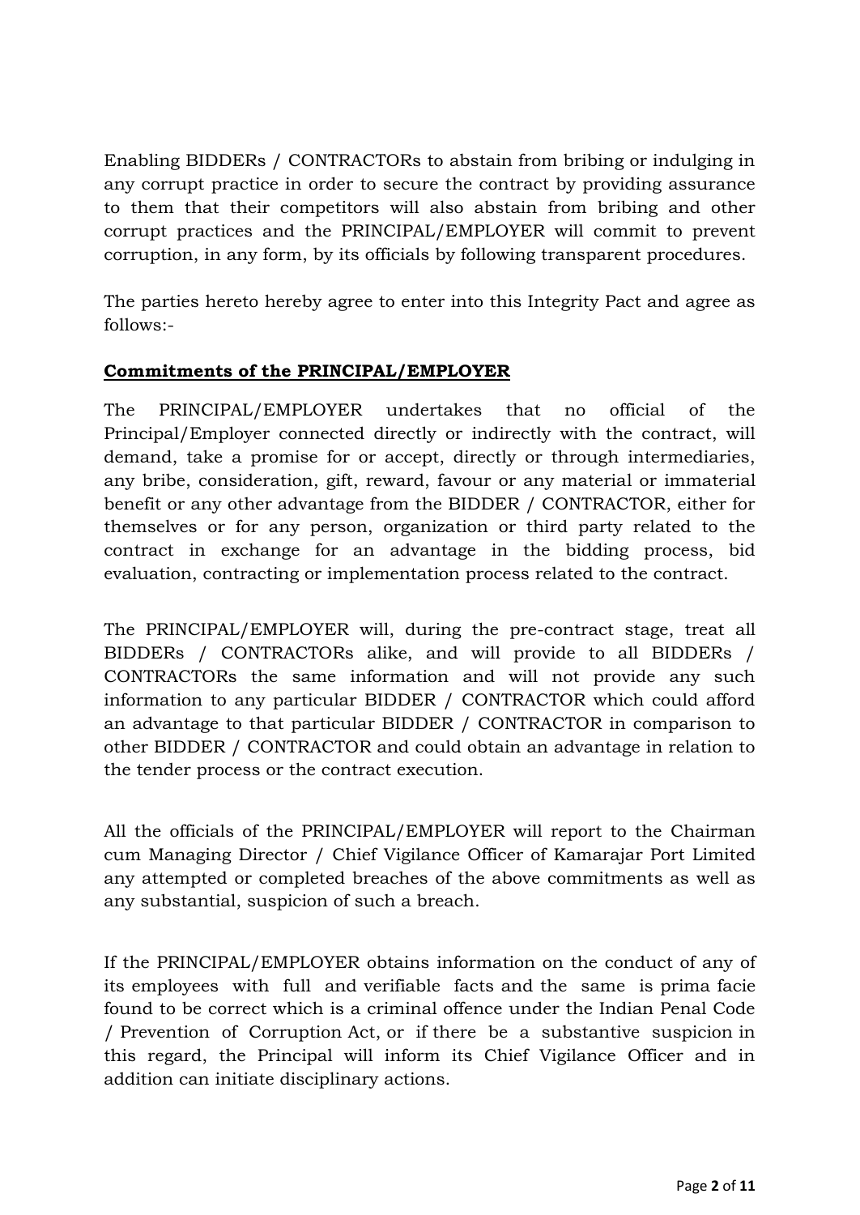Enabling BIDDERs / CONTRACTORs to abstain from bribing or indulging in any corrupt practice in order to secure the contract by providing assurance to them that their competitors will also abstain from bribing and other corrupt practices and the PRINCIPAL/EMPLOYER will commit to prevent corruption, in any form, by its officials by following transparent procedures.

The parties hereto hereby agree to enter into this Integrity Pact and agree as follows:-

**Commitments of the PRINCIPAL/EMPLOYER**

The PRINCIPAL/EMPLOYER undertakes that no official of the Principal/Employer connected directly or indirectly with the contract, will demand, take a promise for or accept, directly or through intermediaries, any bribe, consideration, gift, reward, favour or any material or immaterial benefit or any other advantage from the BIDDER / CONTRACTOR, either for themselves or for any person, organization or third party related to the contract in exchange for an advantage in the bidding process, bid evaluation, contracting or implementation process related to the contract.

The PRINCIPAL/EMPLOYER will, during the pre-contract stage, treat all BIDDERs / CONTRACTORs alike, and will provide to all BIDDERs / CONTRACTORs the same information and will not provide any such information to any particular BIDDER / CONTRACTOR which could afford an advantage to that particular BIDDER / CONTRACTOR in comparison to other BIDDER / CONTRACTOR and could obtain an advantage in relation to the tender process or the contract execution.

All the officials of the PRINCIPAL/EMPLOYER will report to the Chairman cum Managing Director / Chief Vigilance Officer of Kamarajar Port Limited any attempted or completed breaches of the above commitments as well as any substantial, suspicion of such a breach.

If the PRINCIPAL/EMPLOYER obtains information on the conduct of any of its employees with full and verifiable facts and the same is prima facie found to be correct which is a criminal offence under the Indian Penal Code / Prevention of Corruption Act, or if there be a substantive suspicion in this regard, the Principal will inform its Chief Vigilance Officer and in addition can initiate disciplinary actions.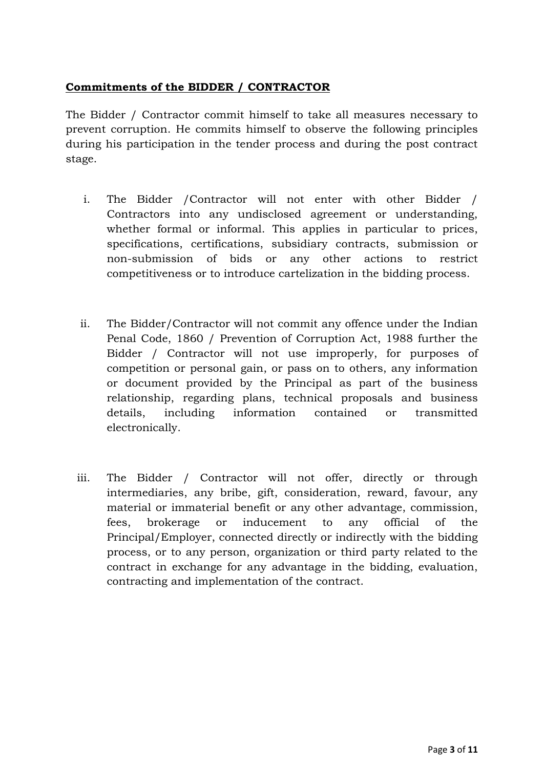**Commitments of the BIDDER / CONTRACTOR**

The Bidder / Contractor commit himself to take all measures necessary to prevent corruption. He commits himself to observe the following principles during his participation in the tender process and during the post contract stage.

i. The Bidder /Contractor will not enter with other Bidder / Contractors into any undisclosed agreement or understanding, whether formal or informal. This applies in particular to prices, specifications, certifications, subsidiary contracts, submission or non-submission of bids or any other actions to restrict competitiveness or to introduce cartelization in the bidding process.

ii. The Bidder/Contractor will not commit any offence under the Indian Penal Code, 1860 / Prevention of Corruption Act, 1988 further the Bidder / Contractor will not use improperly, for purposes of competition or personal gain, or pass on to others, any information or document provided by the Principal as part of the business relationship, regarding plans, technical proposals and business details, including information contained or transmitted electronically.

iii. The Bidder / Contractor will not offer, directly or through intermediaries, any bribe, gift, consideration, reward, favour, any material or immaterial benefit or any other advantage, commission, fees, brokerage or inducement to any official of the Principal/Employer, connected directly or indirectly with the bidding process, or to any person, organization or third party related to the contract in exchange for any advantage in the bidding, evaluation, contracting and implementation of the contract.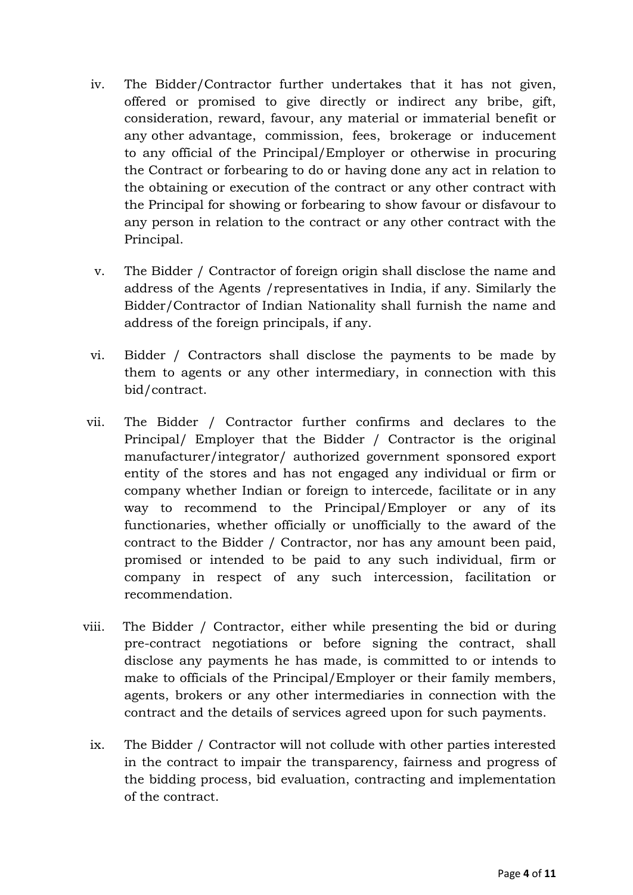iv. The Bidder/Contractor further undertakes that it has not given, offered or promised to give directly or indirect any bribe, gift, consideration, reward, favour, any material or immaterial benefit or any other advantage, commission, fees, brokerage or inducement to any official of the Principal/Employer or otherwise in procuring the Contract or forbearing to do or having done any act in relation to the obtaining or execution of the contract or any other contract with the Principal for showing or forbearing to show favour or disfavour to any person in relation to the contract or any other contract with the Principal.

v. The Bidder / Contractor of foreign origin shall disclose the name and address of the Agents /representatives in India, if any. Similarly the Bidder/Contractor of Indian Nationality shall furnish the name and address of the foreign principals, if any.

vi. Bidder / Contractors shall disclose the payments to be made by them to agents or any other intermediary, in connection with this bid/contract.

vii. The Bidder / Contractor further confirms and declares to the Principal/ Employer that the Bidder / Contractor is the original manufacturer/integrator/ authorized government sponsored export entity of the stores and has not engaged any individual or firm or company whether Indian or foreign to intercede, facilitate or in any way to recommend to the Principal/Employer or any of its functionaries, whether officially or unofficially to the award of the contract to the Bidder / Contractor, nor has any amount been paid, promised or intended to be paid to any such individual, firm or company in respect of any such intercession, facilitation or recommendation.

viii. The Bidder / Contractor, either while presenting the bid or during pre-contract negotiations or before signing the contract, shall disclose any payments he has made, is committed to or intends to make to officials of the Principal/Employer or their family members, agents, brokers or any other intermediaries in connection with the contract and the details of services agreed upon for such payments.

ix. The Bidder / Contractor will not collude with other parties interested in the contract to impair the transparency, fairness and progress of the bidding process, bid evaluation, contracting and implementation of the contract.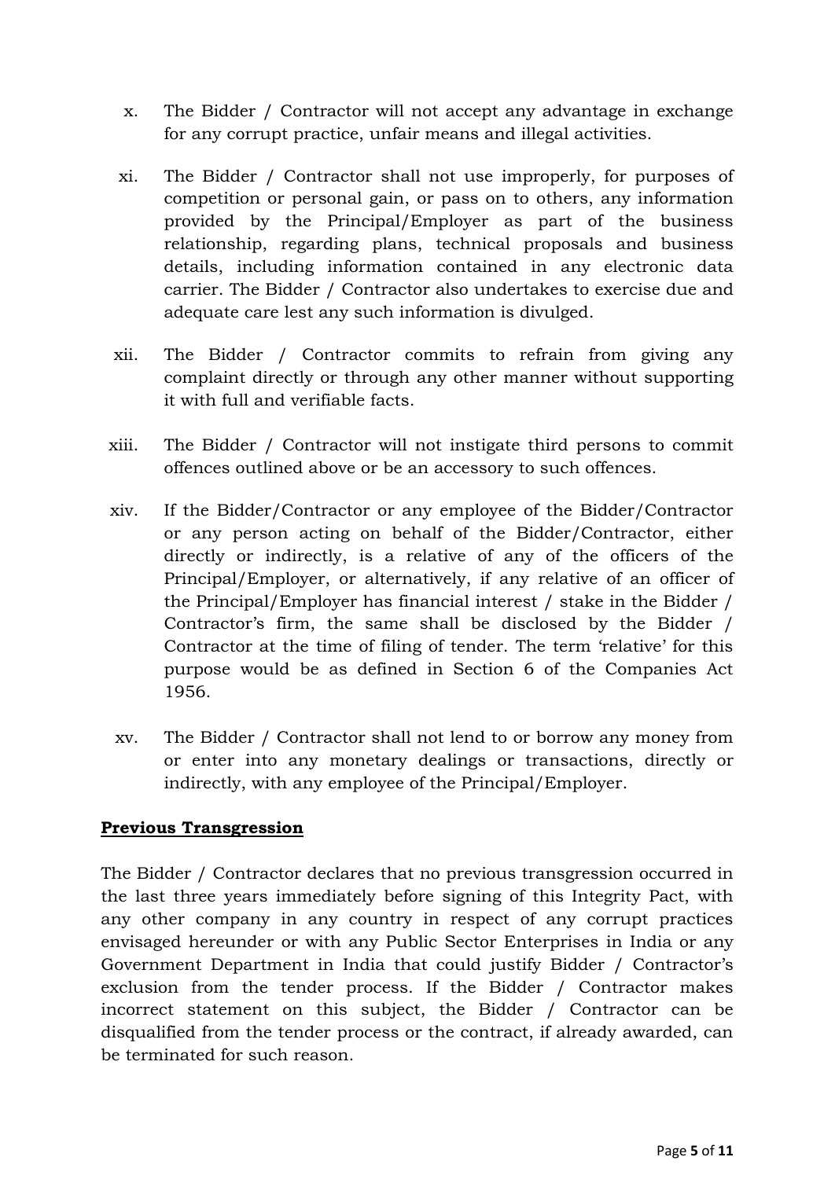x. The Bidder / Contractor will not accept any advantage in exchange for any corrupt practice, unfair means and illegal activities.

xi. The Bidder / Contractor shall not use improperly, for purposes of competition or personal gain, or pass on to others, any information provided by the Principal/Employer as part of the business relationship, regarding plans, technical proposals and business details, including information contained in any electronic data carrier. The Bidder / Contractor also undertakes to exercise due and adequate care lest any such information is divulged.

xii. The Bidder / Contractor commits to refrain from giving any complaint directly or through any other manner without supporting it with full and verifiable facts.

xiii. The Bidder / Contractor will not instigate third persons to commit offences outlined above or be an accessory to such offences.

xiv. If the Bidder/Contractor or any employee of the Bidder/Contractor or any person acting on behalf of the Bidder/Contractor, either directly or indirectly, is a relative of any of the officers of the Principal/Employer, or alternatively, if any relative of an officer of the Principal/Employer has financial interest / stake in the Bidder / Contractor's firm, the same shall be disclosed by the Bidder / Contractor at the time of filing of tender. The term 'relative' for this purpose would be as defined in Section 6 of the Companies Act 1956.

xv. The Bidder / Contractor shall not lend to or borrow any money from or enter into any monetary dealings or transactions, directly or indirectly, with any employee of the Principal/Employer.

**Previous Transgression**

The Bidder / Contractor declares that no previous transgression occurred in the last three years immediately before signing of this Integrity Pact, with any other company in any country in respect of any corrupt practices envisaged hereunder or with any Public Sector Enterprises in India or any Government Department in India that could justify Bidder / Contractor's exclusion from the tender process. If the Bidder / Contractor makes incorrect statement on this subject, the Bidder / Contractor can be disqualified from the tender process or the contract, if already awarded, can be terminated for such reason.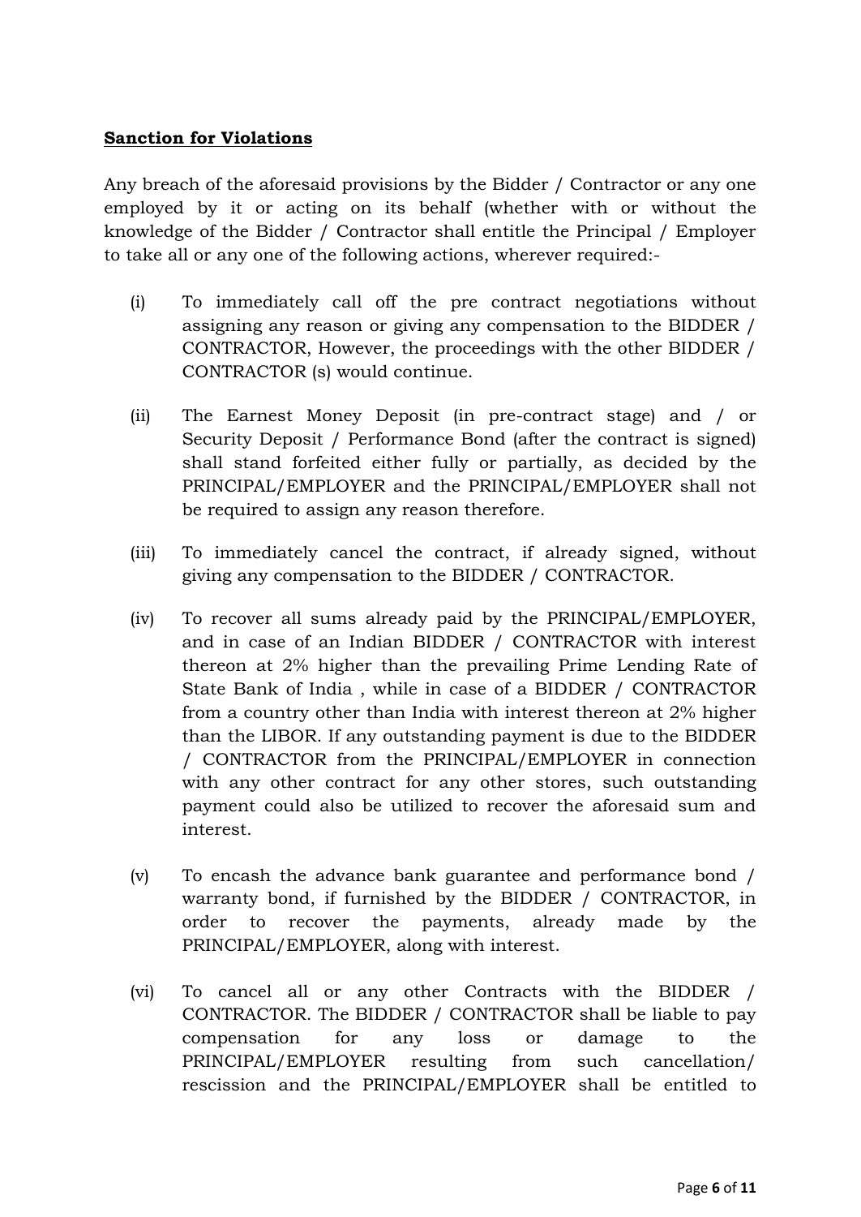**Sanction for Violations**

Any breach of the aforesaid provisions by the Bidder / Contractor or any one employed by it or acting on its behalf (whether with or without the knowledge of the Bidder / Contractor shall entitle the Principal / Employer to take all or any one of the following actions, wherever required:-

(i) To immediately call off the pre contract negotiations without assigning any reason or giving any compensation to the BIDDER / CONTRACTOR, However, the proceedings with the other BIDDER / CONTRACTOR (s) would continue.

(ii) The Earnest Money Deposit (in pre-contract stage) and / or Security Deposit / Performance Bond (after the contract is signed) shall stand forfeited either fully or partially, as decided by the PRINCIPAL/EMPLOYER and the PRINCIPAL/EMPLOYER shall not be required to assign any reason therefore.

(iii) To immediately cancel the contract, if already signed, without giving any compensation to the BIDDER / CONTRACTOR.

(iv) To recover all sums already paid by the PRINCIPAL/EMPLOYER, and in case of an Indian BIDDER / CONTRACTOR with interest thereon at 2% higher than the prevailing Prime Lending Rate of State Bank of India , while in case of a BIDDER / CONTRACTOR from a country other than India with interest thereon at 2% higher than the LIBOR. If any outstanding payment is due to the BIDDER / CONTRACTOR from the PRINCIPAL/EMPLOYER in connection with any other contract for any other stores, such outstanding payment could also be utilized to recover the aforesaid sum and interest.

(v) To encash the advance bank guarantee and performance bond / warranty bond, if furnished by the BIDDER / CONTRACTOR, in order to recover the payments, already made by the PRINCIPAL/EMPLOYER, along with interest.

(vi) To cancel all or any other Contracts with the BIDDER / CONTRACTOR. The BIDDER / CONTRACTOR shall be liable to pay compensation for any loss or damage to the PRINCIPAL/EMPLOYER resulting from such cancellation/ rescission and the PRINCIPAL/EMPLOYER shall be entitled to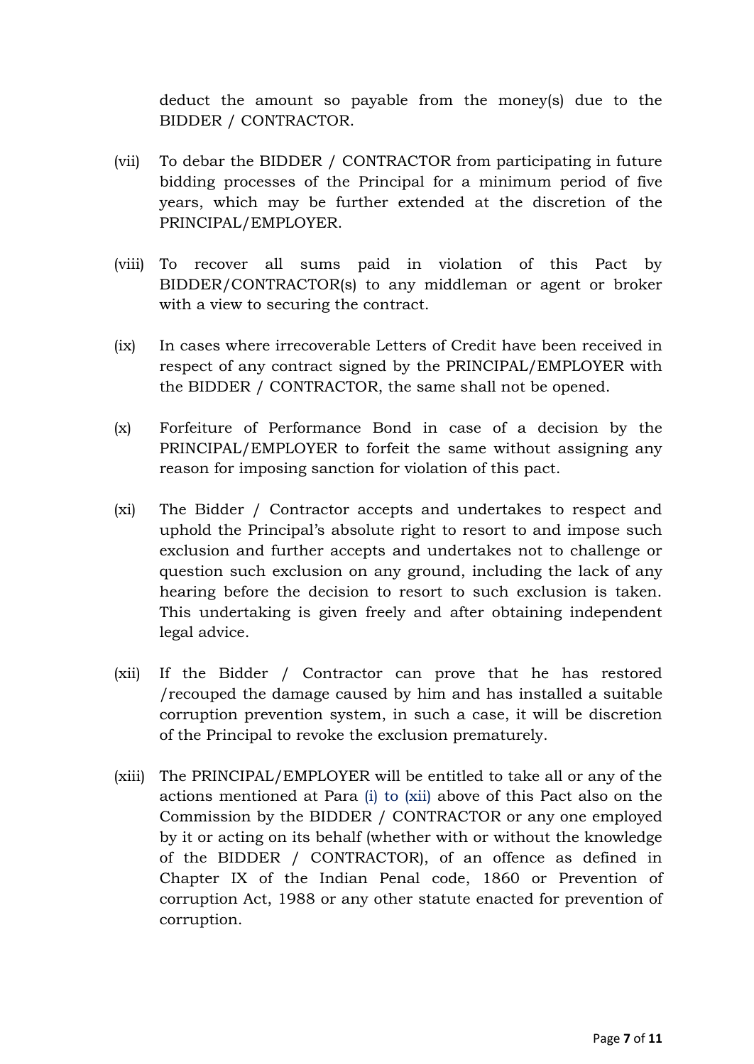deduct the amount so payable from the money(s) due to the BIDDER / CONTRACTOR.

(vii) To debar the BIDDER / CONTRACTOR from participating in future bidding processes of the Principal for a minimum period of five years, which may be further extended at the discretion of the PRINCIPAL/EMPLOYER.

(viii) To recover all sums paid in violation of this Pact by BIDDER/CONTRACTOR(s) to any middleman or agent or broker with a view to securing the contract.

(ix) In cases where irrecoverable Letters of Credit have been received in respect of any contract signed by the PRINCIPAL/EMPLOYER with the BIDDER / CONTRACTOR, the same shall not be opened.

(x) Forfeiture of Performance Bond in case of a decision by the PRINCIPAL/EMPLOYER to forfeit the same without assigning any reason for imposing sanction for violation of this pact.

(xi) The Bidder / Contractor accepts and undertakes to respect and uphold the Principal's absolute right to resort to and impose such exclusion and further accepts and undertakes not to challenge or question such exclusion on any ground, including the lack of any hearing before the decision to resort to such exclusion is taken. This undertaking is given freely and after obtaining independent legal advice.

(xii) If the Bidder / Contractor can prove that he has restored /recouped the damage caused by him and has installed a suitable corruption prevention system, in such a case, it will be discretion of the Principal to revoke the exclusion prematurely.

(xiii) The PRINCIPAL/EMPLOYER will be entitled to take all or any of the actions mentioned at Para (i) to (xii) above of this Pact also on the Commission by the BIDDER / CONTRACTOR or any one employed by it or acting on its behalf (whether with or without the knowledge of the BIDDER / CONTRACTOR), of an offence as defined in Chapter IX of the Indian Penal code, 1860 or Prevention of corruption Act, 1988 or any other statute enacted for prevention of corruption.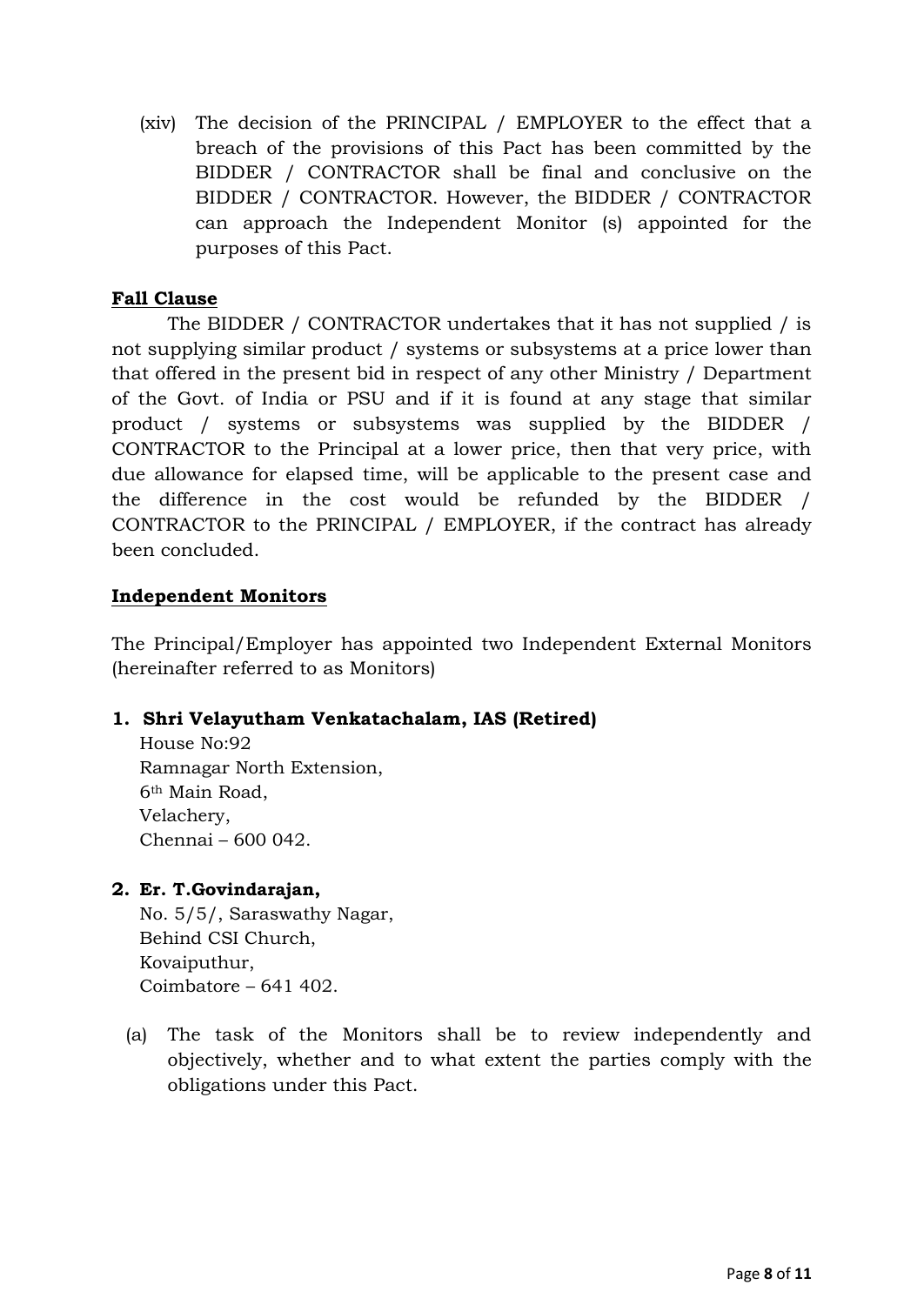(xiv) The decision of the PRINCIPAL / EMPLOYER to the effect that a breach of the provisions of this Pact has been committed by the BIDDER / CONTRACTOR shall be final and conclusive on the BIDDER / CONTRACTOR. However, the BIDDER / CONTRACTOR can approach the Independent Monitor (s) appointed for the purposes of this Pact.

**Fall Clause**

The BIDDER / CONTRACTOR undertakes that it has not supplied / is not supplying similar product / systems or subsystems at a price lower than that offered in the present bid in respect of any other Ministry / Department of the Govt. of India or PSU and if it is found at any stage that similar product / systems or subsystems was supplied by the BIDDER / CONTRACTOR to the Principal at a lower price, then that very price, with due allowance for elapsed time, will be applicable to the present case and the difference in the cost would be refunded by the BIDDER / CONTRACTOR to the PRINCIPAL / EMPLOYER, if the contract has already been concluded.

**Independent Monitors**

The Principal/Employer has appointed two Independent External Monitors (hereinafter referred to as Monitors)

1. **Shri Velayutham Venkatachalam, IAS (Retired)**
   House No:92
   Ramnagar North Extension,
   6th Main Road,
   Velachery,
   Chennai – 600 042.

2. **Er. T.Govindarajan,**
   No. 5/5/, Saraswathy Nagar,
   Behind CSI Church,
   Kovaiputhur,
   Coimbatore – 641 402.

(a) The task of the Monitors shall be to review independently and objectively, whether and to what extent the parties comply with the obligations under this Pact.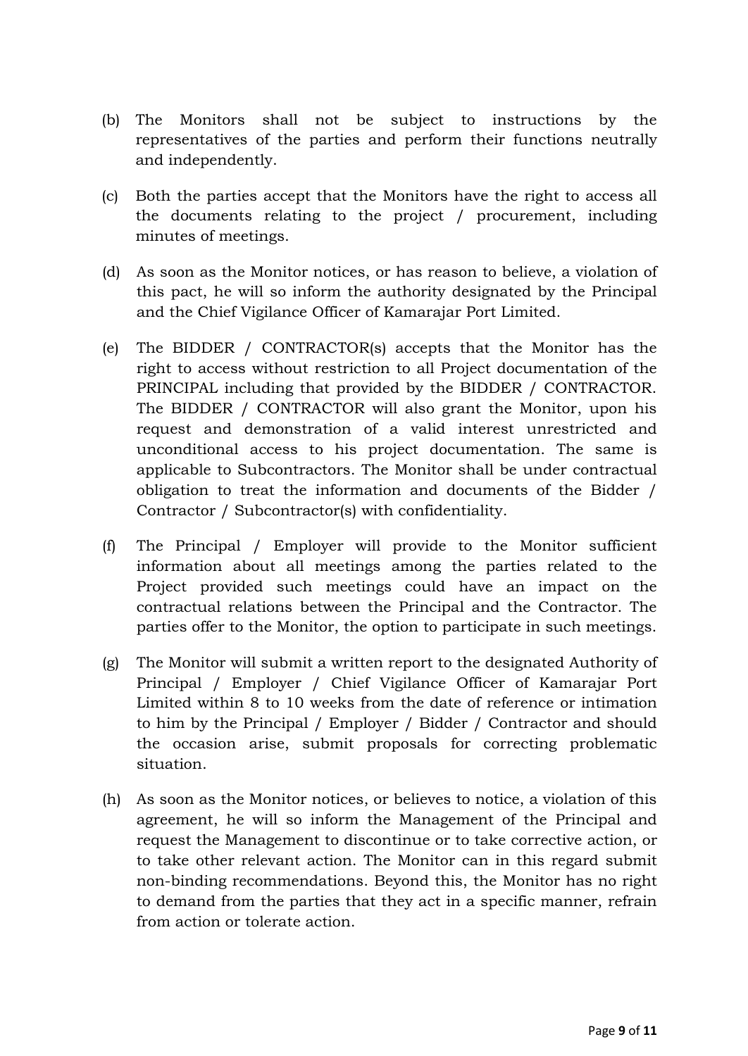(b) The Monitors shall not be subject to instructions by the representatives of the parties and perform their functions neutrally and independently.

(c) Both the parties accept that the Monitors have the right to access all the documents relating to the project / procurement, including minutes of meetings.

(d) As soon as the Monitor notices, or has reason to believe, a violation of this pact, he will so inform the authority designated by the Principal and the Chief Vigilance Officer of Kamarajar Port Limited.

(e) The BIDDER / CONTRACTOR(s) accepts that the Monitor has the right to access without restriction to all Project documentation of the PRINCIPAL including that provided by the BIDDER / CONTRACTOR. The BIDDER / CONTRACTOR will also grant the Monitor, upon his request and demonstration of a valid interest unrestricted and unconditional access to his project documentation. The same is applicable to Subcontractors. The Monitor shall be under contractual obligation to treat the information and documents of the Bidder / Contractor / Subcontractor(s) with confidentiality.

(f) The Principal / Employer will provide to the Monitor sufficient information about all meetings among the parties related to the Project provided such meetings could have an impact on the contractual relations between the Principal and the Contractor. The parties offer to the Monitor, the option to participate in such meetings.

(g) The Monitor will submit a written report to the designated Authority of Principal / Employer / Chief Vigilance Officer of Kamarajar Port Limited within 8 to 10 weeks from the date of reference or intimation to him by the Principal / Employer / Bidder / Contractor and should the occasion arise, submit proposals for correcting problematic situation.

(h) As soon as the Monitor notices, or believes to notice, a violation of this agreement, he will so inform the Management of the Principal and request the Management to discontinue or to take corrective action, or to take other relevant action. The Monitor can in this regard submit non-binding recommendations. Beyond this, the Monitor has no right to demand from the parties that they act in a specific manner, refrain from action or tolerate action.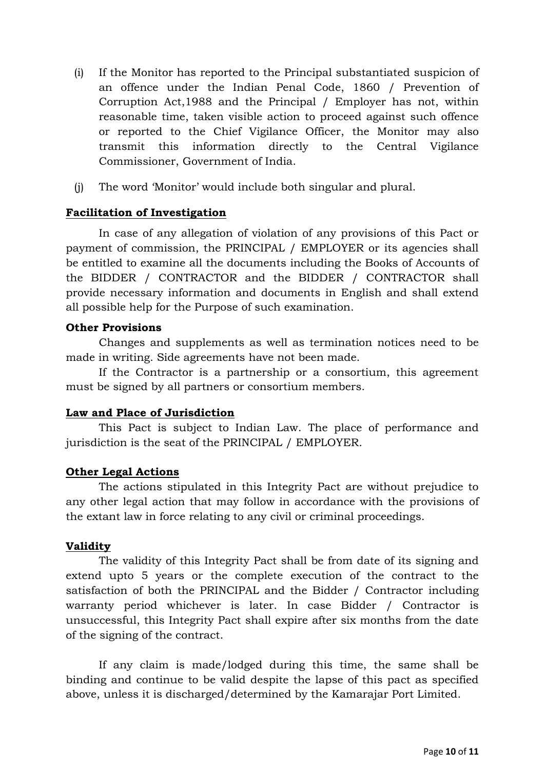(i) If the Monitor has reported to the Principal substantiated suspicion of an offence under the Indian Penal Code, 1860 / Prevention of Corruption Act,1988 and the Principal / Employer has not, within reasonable time, taken visible action to proceed against such offence or reported to the Chief Vigilance Officer, the Monitor may also transmit this information directly to the Central Vigilance Commissioner, Government of India.

(j) The word 'Monitor' would include both singular and plural.

**Facilitation of Investigation**

In case of any allegation of violation of any provisions of this Pact or payment of commission, the PRINCIPAL / EMPLOYER or its agencies shall be entitled to examine all the documents including the Books of Accounts of the BIDDER / CONTRACTOR and the BIDDER / CONTRACTOR shall provide necessary information and documents in English and shall extend all possible help for the Purpose of such examination.

**Other Provisions**

Changes and supplements as well as termination notices need to be made in writing. Side agreements have not been made.

If the Contractor is a partnership or a consortium, this agreement must be signed by all partners or consortium members.

**Law and Place of Jurisdiction**

This Pact is subject to Indian Law. The place of performance and jurisdiction is the seat of the PRINCIPAL / EMPLOYER.

**Other Legal Actions**

The actions stipulated in this Integrity Pact are without prejudice to any other legal action that may follow in accordance with the provisions of the extant law in force relating to any civil or criminal proceedings.

**Validity**

The validity of this Integrity Pact shall be from date of its signing and extend upto 5 years or the complete execution of the contract to the satisfaction of both the PRINCIPAL and the Bidder / Contractor including warranty period whichever is later. In case Bidder / Contractor is unsuccessful, this Integrity Pact shall expire after six months from the date of the signing of the contract.

If any claim is made/lodged during this time, the same shall be binding and continue to be valid despite the lapse of this pact as specified above, unless it is discharged/determined by the Kamarajar Port Limited.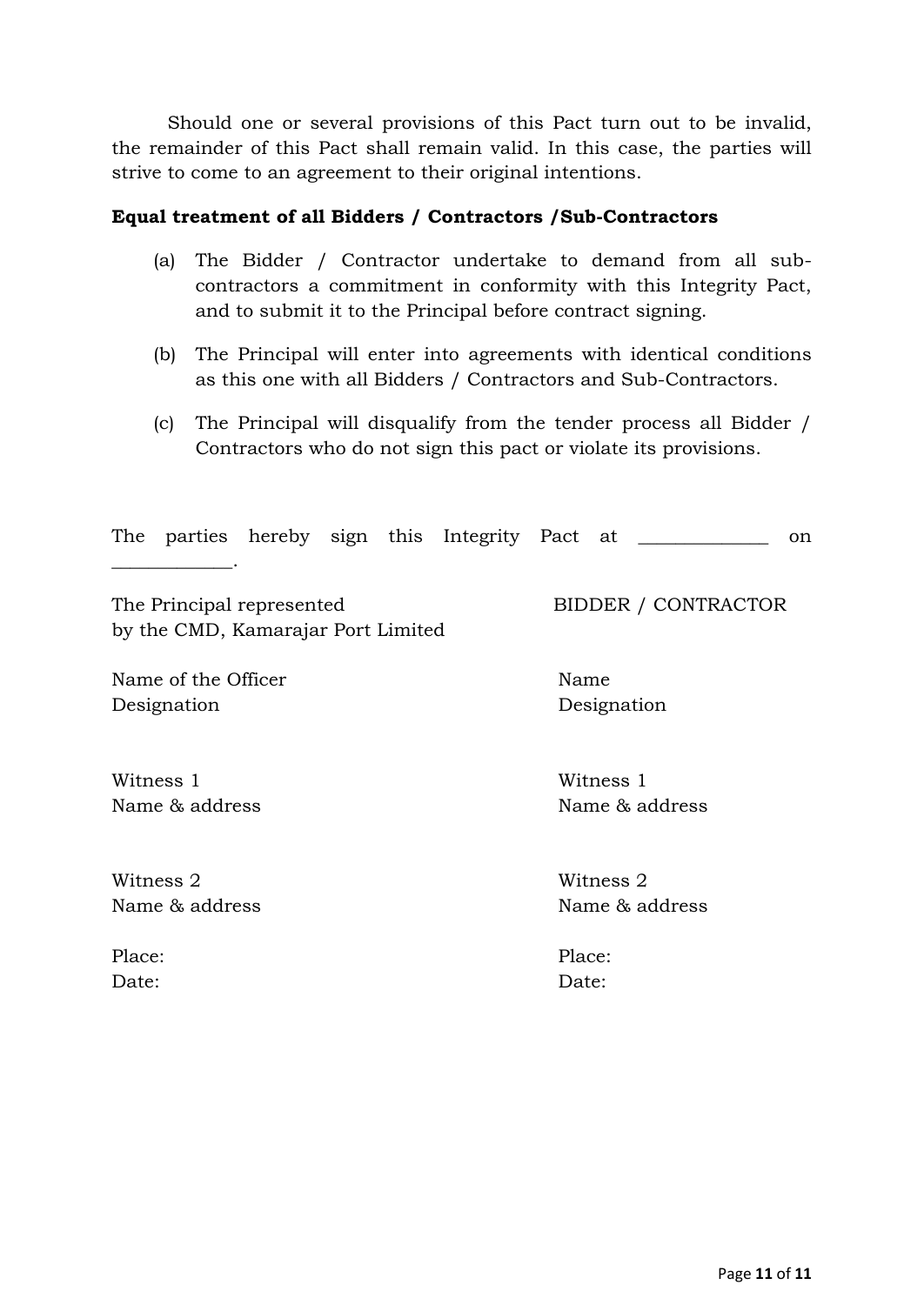Should one or several provisions of this Pact turn out to be invalid, the remainder of this Pact shall remain valid. In this case, the parties will strive to come to an agreement to their original intentions.

**Equal treatment of all Bidders / Contractors /Sub-Contractors**

(a) The Bidder / Contractor undertake to demand from all sub-contractors a commitment in conformity with this Integrity Pact, and to submit it to the Principal before contract signing.

(b) The Principal will enter into agreements with identical conditions as this one with all Bidders / Contractors and Sub-Contractors.

(c) The Principal will disqualify from the tender process all Bidder / Contractors who do not sign this pact or violate its provisions.

The parties hereby sign this Integrity Pact at _____________ on ____________.

| | |
|---|---|
| The Principal represented by the CMD, Kamarajar Port Limited | BIDDER / CONTRACTOR |
| Name of the Officer<br>Designation | Name<br>Designation |
| Witness 1<br>Name & address | Witness 1<br>Name & address |
| Witness 2<br>Name & address | Witness 2<br>Name & address |
| Place:<br>Date: | Place:<br>Date: |